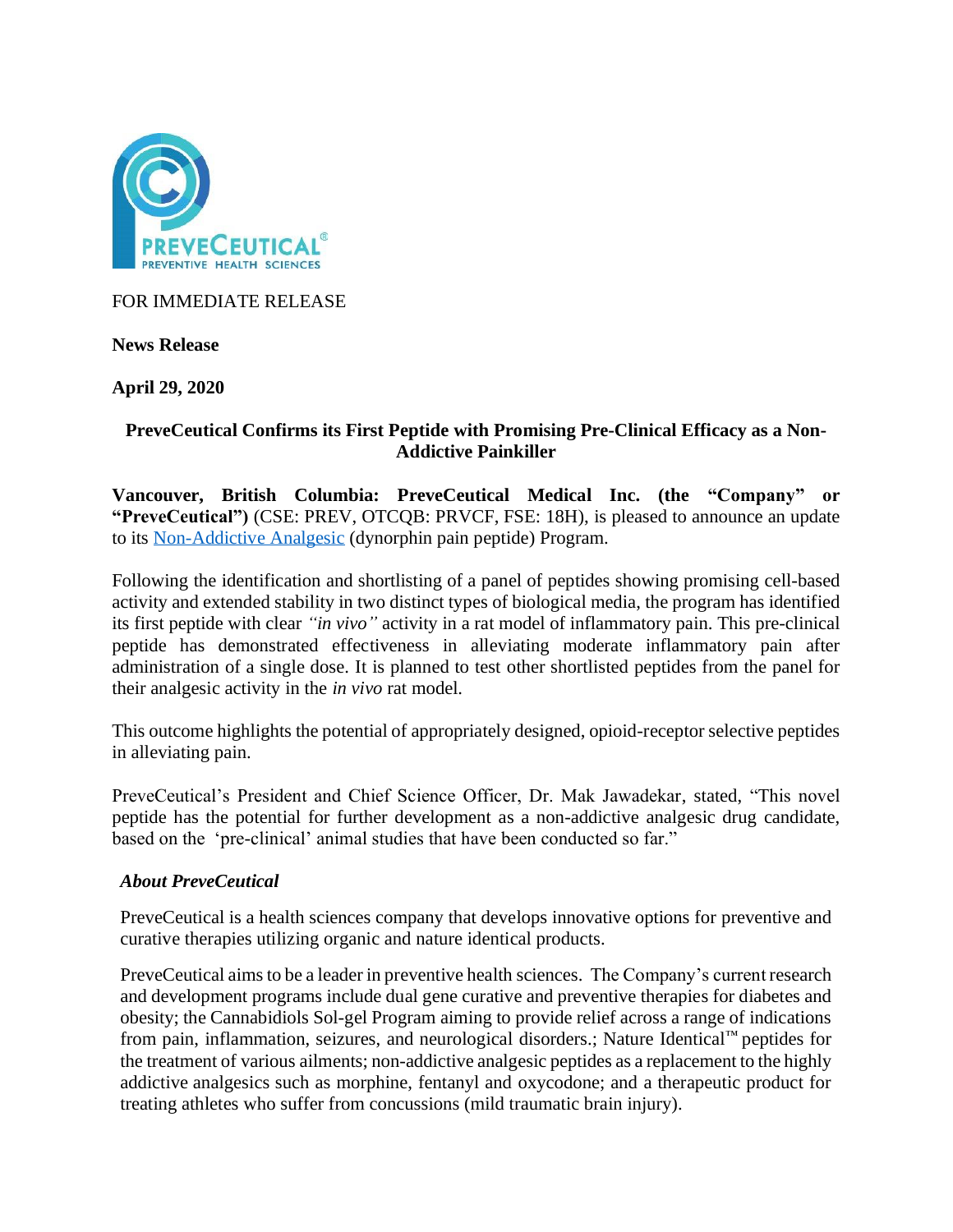FOR IMMEDIATE RELEASE

**News Release**

**April 29, 2020**

## PreveCeutical Confirms its First Peptide with Promising Pre-Clinical Efficacy as a Non-Addictive Painkiller

**Vancouver, British Columbia: PreveCeutical Medical Inc. (the "Company" or "PreveCeutical")** (CSE: PREV, OTCQB: PRVCF, FSE: 18H), is pleased to announce an update to its Non-Addictive Analgesic (dynorphin pain peptide) Program.

Following the identification and shortlisting of a panel of peptides showing promising cell-based activity and extended stability in two distinct types of biological media, the program has identified its first peptide with clear *"in vivo"* activity in a rat model of inflammatory pain. This pre-clinical peptide has demonstrated effectiveness in alleviating moderate inflammatory pain after administration of a single dose. It is planned to test other shortlisted peptides from the panel for their analgesic activity in the *in vivo* rat model.

This outcome highlights the potential of appropriately designed, opioid-receptor selective peptides in alleviating pain.

PreveCeutical's President and Chief Science Officer, Dr. Mak Jawadekar, stated, "This novel peptide has the potential for further development as a non-addictive analgesic drug candidate, based on the 'pre-clinical' animal studies that have been conducted so far."

### *About PreveCeutical*

PreveCeutical is a health sciences company that develops innovative options for preventive and curative therapies utilizing organic and nature identical products.

PreveCeutical aims to be a leader in preventive health sciences. The Company's current research and development programs include dual gene curative and preventive therapies for diabetes and obesity; the Cannabidiols Sol-gel Program aiming to provide relief across a range of indications from pain, inflammation, seizures, and neurological disorders.; Nature Identical™ peptides for the treatment of various ailments; non-addictive analgesic peptides as a replacement to the highly addictive analgesics such as morphine, fentanyl and oxycodone; and a therapeutic product for treating athletes who suffer from concussions (mild traumatic brain injury).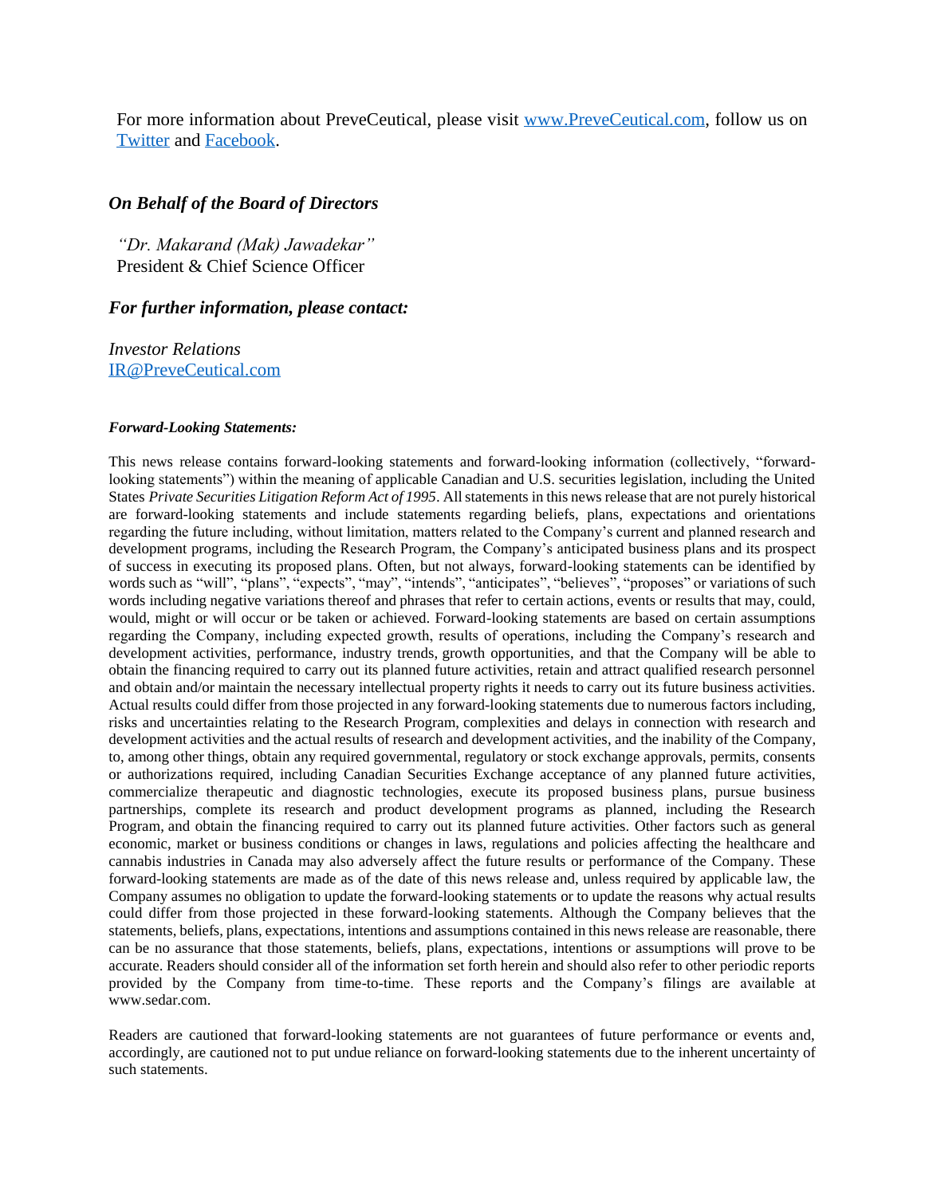For more information about PreveCeutical, please visit [www.PreveCeutical.com](http://www.PreveCeutical.com), follow us on [Twitter](#) and [Facebook](#).

***On Behalf of the Board of Directors***

*"Dr. Makarand (Mak) Jawadekar"*
President & Chief Science Officer

***For further information, please contact:***

*Investor Relations*
[IR@PreveCeutical.com](mailto:IR@PreveCeutical.com)

***Forward-Looking Statements:***

This news release contains forward-looking statements and forward-looking information (collectively, "forward-looking statements") within the meaning of applicable Canadian and U.S. securities legislation, including the United States *Private Securities Litigation Reform Act of 1995*. All statements in this news release that are not purely historical are forward-looking statements and include statements regarding beliefs, plans, expectations and orientations regarding the future including, without limitation, matters related to the Company's current and planned research and development programs, including the Research Program, the Company's anticipated business plans and its prospect of success in executing its proposed plans. Often, but not always, forward-looking statements can be identified by words such as "will", "plans", "expects", "may", "intends", "anticipates", "believes", "proposes" or variations of such words including negative variations thereof and phrases that refer to certain actions, events or results that may, could, would, might or will occur or be taken or achieved. Forward-looking statements are based on certain assumptions regarding the Company, including expected growth, results of operations, including the Company's research and development activities, performance, industry trends, growth opportunities, and that the Company will be able to obtain the financing required to carry out its planned future activities, retain and attract qualified research personnel and obtain and/or maintain the necessary intellectual property rights it needs to carry out its future business activities. Actual results could differ from those projected in any forward-looking statements due to numerous factors including, risks and uncertainties relating to the Research Program, complexities and delays in connection with research and development activities and the actual results of research and development activities, and the inability of the Company, to, among other things, obtain any required governmental, regulatory or stock exchange approvals, permits, consents or authorizations required, including Canadian Securities Exchange acceptance of any planned future activities, commercialize therapeutic and diagnostic technologies, execute its proposed business plans, pursue business partnerships, complete its research and product development programs as planned, including the Research Program, and obtain the financing required to carry out its planned future activities. Other factors such as general economic, market or business conditions or changes in laws, regulations and policies affecting the healthcare and cannabis industries in Canada may also adversely affect the future results or performance of the Company. These forward-looking statements are made as of the date of this news release and, unless required by applicable law, the Company assumes no obligation to update the forward-looking statements or to update the reasons why actual results could differ from those projected in these forward-looking statements. Although the Company believes that the statements, beliefs, plans, expectations, intentions and assumptions contained in this news release are reasonable, there can be no assurance that those statements, beliefs, plans, expectations, intentions or assumptions will prove to be accurate. Readers should consider all of the information set forth herein and should also refer to other periodic reports provided by the Company from time-to-time. These reports and the Company's filings are available at www.sedar.com.

Readers are cautioned that forward-looking statements are not guarantees of future performance or events and, accordingly, are cautioned not to put undue reliance on forward-looking statements due to the inherent uncertainty of such statements.